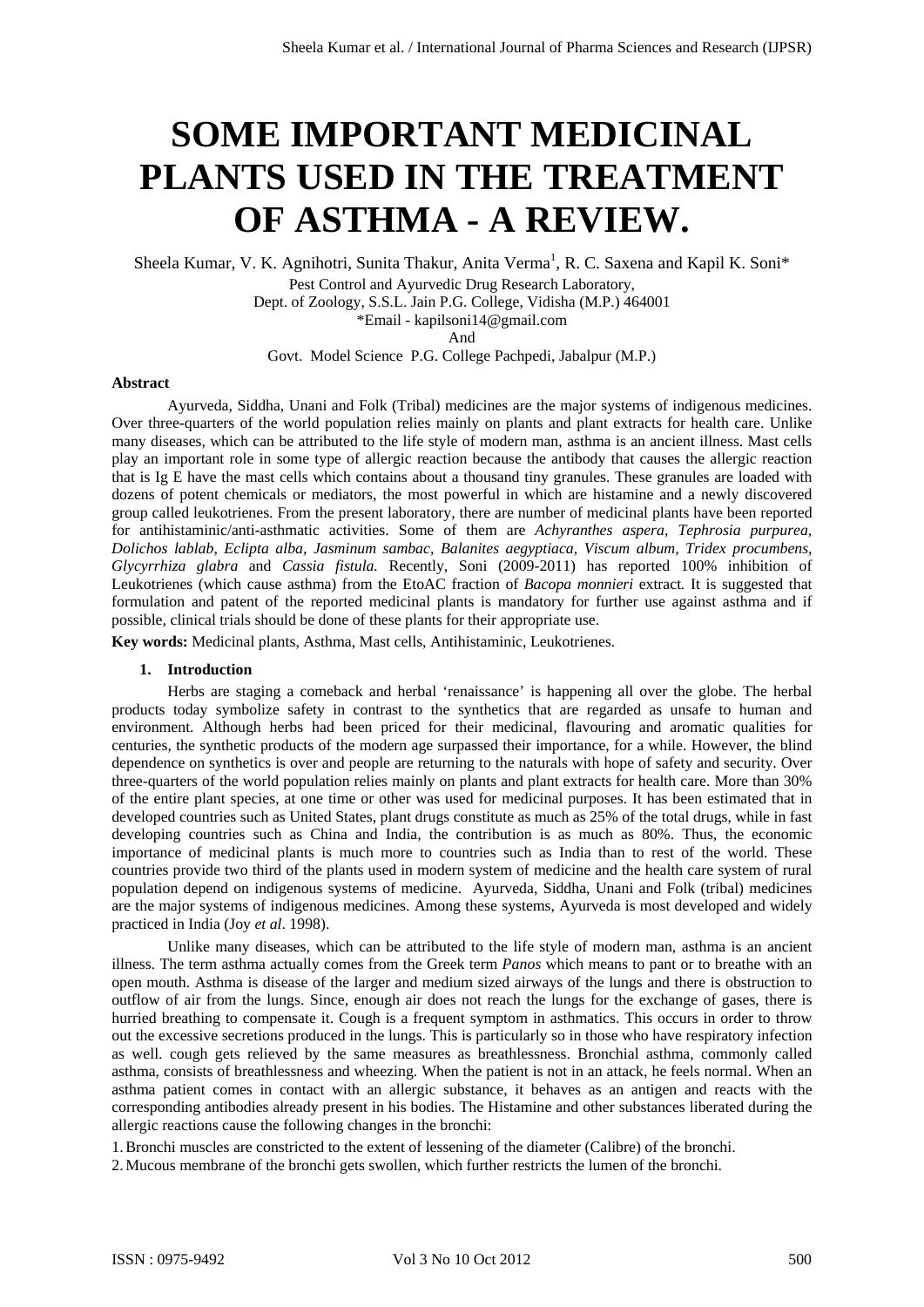# SOME IMPORTANT MEDICINAL PLANTS USED IN THE TREATMENT OF ASTHMA - A REVIEW.

Sheela Kumar, V. K. Agnihotri, Sunita Thakur, Anita Verma[1], R. C. Saxena and Kapil K. Soni*

Pest Control and Ayurvedic Drug Research Laboratory,
Dept. of Zoology, S.S.L. Jain P.G. College, Vidisha (M.P.) 464001
*Email - kapilsoni14@gmail.com
And
Govt. Model Science P.G. College Pachpedi, Jabalpur (M.P.)

**Abstract**

Ayurveda, Siddha, Unani and Folk (Tribal) medicines are the major systems of indigenous medicines. Over three-quarters of the world population relies mainly on plants and plant extracts for health care. Unlike many diseases, which can be attributed to the life style of modern man, asthma is an ancient illness. Mast cells play an important role in some type of allergic reaction because the antibody that causes the allergic reaction that is Ig E have the mast cells which contains about a thousand tiny granules. These granules are loaded with dozens of potent chemicals or mediators, the most powerful in which are histamine and a newly discovered group called leukotrienes. From the present laboratory, there are number of medicinal plants have been reported for antihistaminic/anti-asthmatic activities. Some of them are *Achyranthes aspera*, *Tephrosia purpurea, Dolichos lablab, Eclipta alba, Jasminum sambac, Balanites aegyptiaca, Viscum album, Tridex procumbens, Glycyrrhiza glabra* and *Cassia fistula.* Recently, Soni (2009-2011) has reported 100% inhibition of Leukotrienes (which cause asthma) from the EtoAC fraction of *Bacopa monnieri* extract*.* It is suggested that formulation and patent of the reported medicinal plants is mandatory for further use against asthma and if possible, clinical trials should be done of these plants for their appropriate use.

**Key words:** Medicinal plants, Asthma, Mast cells, Antihistaminic, Leukotrienes.

## 1. Introduction

Herbs are staging a comeback and herbal 'renaissance' is happening all over the globe. The herbal products today symbolize safety in contrast to the synthetics that are regarded as unsafe to human and environment. Although herbs had been priced for their medicinal, flavouring and aromatic qualities for centuries, the synthetic products of the modern age surpassed their importance, for a while. However, the blind dependence on synthetics is over and people are returning to the naturals with hope of safety and security. Over three-quarters of the world population relies mainly on plants and plant extracts for health care. More than 30% of the entire plant species, at one time or other was used for medicinal purposes. It has been estimated that in developed countries such as United States, plant drugs constitute as much as 25% of the total drugs, while in fast developing countries such as China and India, the contribution is as much as 80%. Thus, the economic importance of medicinal plants is much more to countries such as India than to rest of the world. These countries provide two third of the plants used in modern system of medicine and the health care system of rural population depend on indigenous systems of medicine. Ayurveda, Siddha, Unani and Folk (tribal) medicines are the major systems of indigenous medicines. Among these systems, Ayurveda is most developed and widely practiced in India (Joy *et al*. 1998).

Unlike many diseases, which can be attributed to the life style of modern man, asthma is an ancient illness. The term asthma actually comes from the Greek term *Panos* which means to pant or to breathe with an open mouth. Asthma is disease of the larger and medium sized airways of the lungs and there is obstruction to outflow of air from the lungs. Since, enough air does not reach the lungs for the exchange of gases, there is hurried breathing to compensate it. Cough is a frequent symptom in asthmatics. This occurs in order to throw out the excessive secretions produced in the lungs. This is particularly so in those who have respiratory infection as well. cough gets relieved by the same measures as breathlessness. Bronchial asthma, commonly called asthma, consists of breathlessness and wheezing. When the patient is not in an attack, he feels normal. When an asthma patient comes in contact with an allergic substance, it behaves as an antigen and reacts with the corresponding antibodies already present in his bodies. The Histamine and other substances liberated during the allergic reactions cause the following changes in the bronchi:

1. Bronchi muscles are constricted to the extent of lessening of the diameter (Calibre) of the bronchi.
2. Mucous membrane of the bronchi gets swollen, which further restricts the lumen of the bronchi.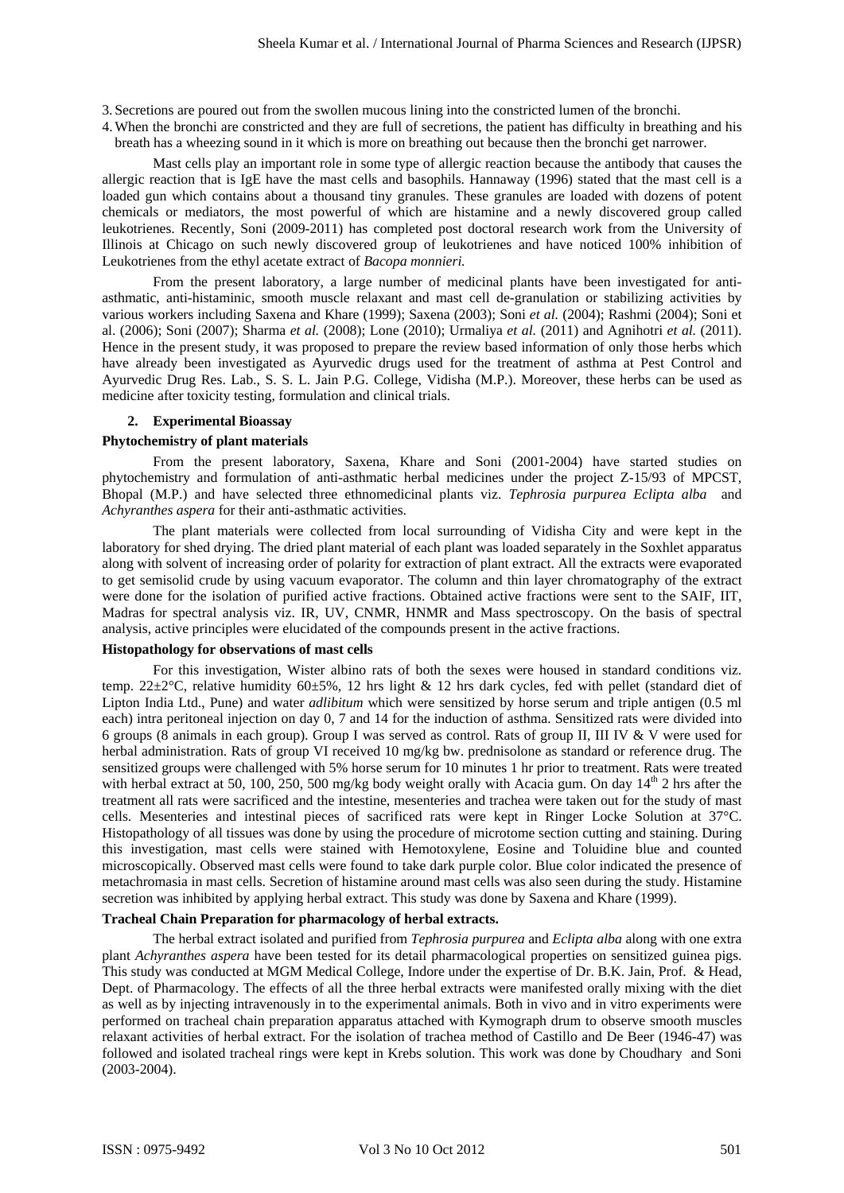3. Secretions are poured out from the swollen mucous lining into the constricted lumen of the bronchi.
4. When the bronchi are constricted and they are full of secretions, the patient has difficulty in breathing and his breath has a wheezing sound in it which is more on breathing out because then the bronchi get narrower.

Mast cells play an important role in some type of allergic reaction because the antibody that causes the allergic reaction that is IgE have the mast cells and basophils. Hannaway (1996) stated that the mast cell is a loaded gun which contains about a thousand tiny granules. These granules are loaded with dozens of potent chemicals or mediators, the most powerful of which are histamine and a newly discovered group called leukotrienes. Recently, Soni (2009-2011) has completed post doctoral research work from the University of Illinois at Chicago on such newly discovered group of leukotrienes and have noticed 100% inhibition of Leukotrienes from the ethyl acetate extract of *Bacopa monnieri.*

From the present laboratory, a large number of medicinal plants have been investigated for anti-asthmatic, anti-histaminic, smooth muscle relaxant and mast cell de-granulation or stabilizing activities by various workers including Saxena and Khare (1999); Saxena (2003); Soni *et al.* (2004); Rashmi (2004); Soni et al. (2006); Soni (2007); Sharma *et al.* (2008); Lone (2010); Urmaliya *et al.* (2011) and Agnihotri *et al.* (2011). Hence in the present study, it was proposed to prepare the review based information of only those herbs which have already been investigated as Ayurvedic drugs used for the treatment of asthma at Pest Control and Ayurvedic Drug Res. Lab., S. S. L. Jain P.G. College, Vidisha (M.P.). Moreover, these herbs can be used as medicine after toxicity testing, formulation and clinical trials.

## 2. Experimental Bioassay

### Phytochemistry of plant materials

From the present laboratory, Saxena, Khare and Soni (2001-2004) have started studies on phytochemistry and formulation of anti-asthmatic herbal medicines under the project Z-15/93 of MPCST, Bhopal (M.P.) and have selected three ethnomedicinal plants viz. *Tephrosia purpurea Eclipta alba* and *Achyranthes aspera* for their anti-asthmatic activities.

The plant materials were collected from local surrounding of Vidisha City and were kept in the laboratory for shed drying. The dried plant material of each plant was loaded separately in the Soxhlet apparatus along with solvent of increasing order of polarity for extraction of plant extract. All the extracts were evaporated to get semisolid crude by using vacuum evaporator. The column and thin layer chromatography of the extract were done for the isolation of purified active fractions. Obtained active fractions were sent to the SAIF, IIT, Madras for spectral analysis viz. IR, UV, CNMR, HNMR and Mass spectroscopy. On the basis of spectral analysis, active principles were elucidated of the compounds present in the active fractions.

### Histopathology for observations of mast cells

For this investigation, Wister albino rats of both the sexes were housed in standard conditions viz. temp. 22±2°C, relative humidity 60±5%, 12 hrs light & 12 hrs dark cycles, fed with pellet (standard diet of Lipton India Ltd., Pune) and water *adlibitum* which were sensitized by horse serum and triple antigen (0.5 ml each) intra peritoneal injection on day 0, 7 and 14 for the induction of asthma. Sensitized rats were divided into 6 groups (8 animals in each group). Group I was served as control. Rats of group II, III IV & V were used for herbal administration. Rats of group VI received 10 mg/kg bw. prednisolone as standard or reference drug. The sensitized groups were challenged with 5% horse serum for 10 minutes 1 hr prior to treatment. Rats were treated with herbal extract at 50, 100, 250, 500 mg/kg body weight orally with Acacia gum. On day 14[th] 2 hrs after the treatment all rats were sacrificed and the intestine, mesenteries and trachea were taken out for the study of mast cells. Mesenteries and intestinal pieces of sacrificed rats were kept in Ringer Locke Solution at 37°C. Histopathology of all tissues was done by using the procedure of microtome section cutting and staining. During this investigation, mast cells were stained with Hemotoxylene, Eosine and Toluidine blue and counted microscopically. Observed mast cells were found to take dark purple color. Blue color indicated the presence of metachromasia in mast cells. Secretion of histamine around mast cells was also seen during the study. Histamine secretion was inhibited by applying herbal extract. This study was done by Saxena and Khare (1999).

### Tracheal Chain Preparation for pharmacology of herbal extracts.

The herbal extract isolated and purified from *Tephrosia purpurea* and *Eclipta alba* along with one extra plant *Achyranthes aspera* have been tested for its detail pharmacological properties on sensitized guinea pigs. This study was conducted at MGM Medical College, Indore under the expertise of Dr. B.K. Jain, Prof. & Head, Dept. of Pharmacology. The effects of all the three herbal extracts were manifested orally mixing with the diet as well as by injecting intravenously in to the experimental animals. Both in vivo and in vitro experiments were performed on tracheal chain preparation apparatus attached with Kymograph drum to observe smooth muscles relaxant activities of herbal extract. For the isolation of trachea method of Castillo and De Beer (1946-47) was followed and isolated tracheal rings were kept in Krebs solution. This work was done by Choudhary and Soni (2003-2004).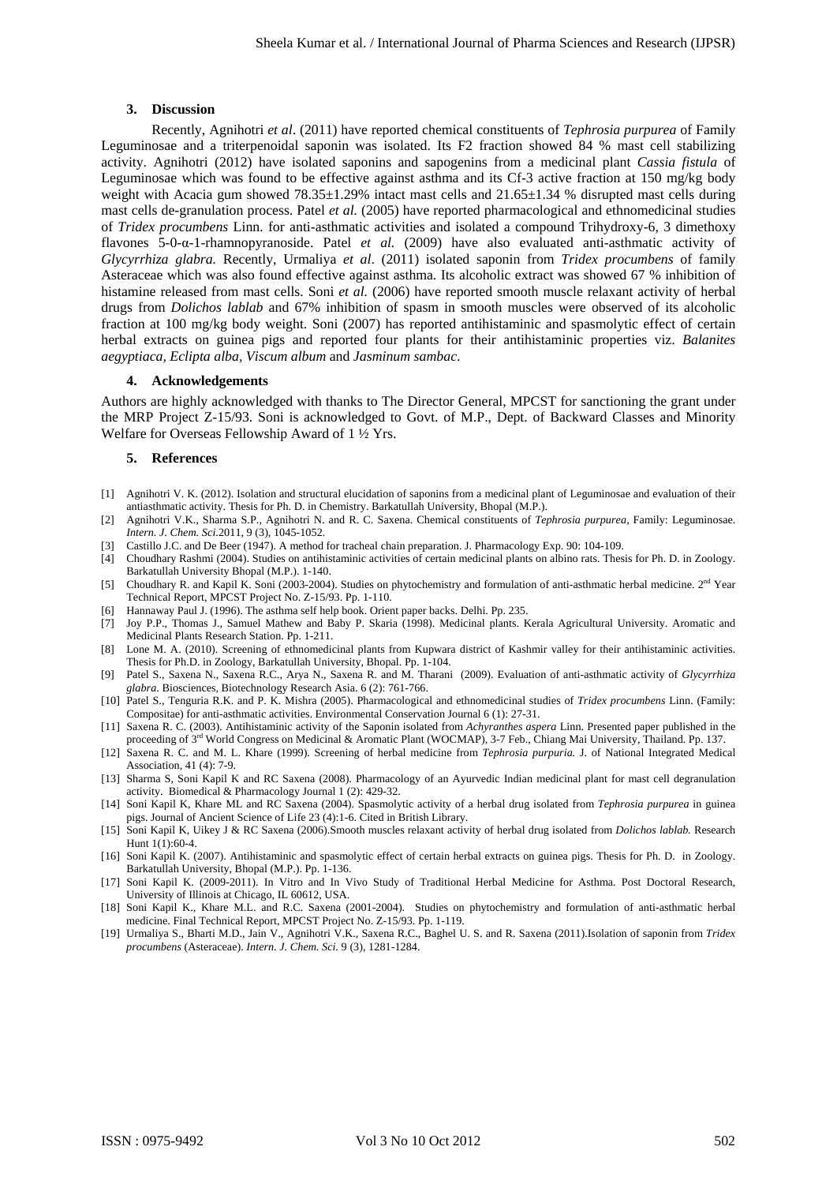### 3. Discussion

Recently, Agnihotri *et al*. (2011) have reported chemical constituents of *Tephrosia purpurea* of Family Leguminosae and a triterpenoidal saponin was isolated. Its F2 fraction showed 84 % mast cell stabilizing activity. Agnihotri (2012) have isolated saponins and sapogenins from a medicinal plant *Cassia fistula* of Leguminosae which was found to be effective against asthma and its Cf-3 active fraction at 150 mg/kg body weight with Acacia gum showed 78.35±1.29% intact mast cells and 21.65±1.34 % disrupted mast cells during mast cells de-granulation process. Patel *et al.* (2005) have reported pharmacological and ethnomedicinal studies of *Tridex procumbens* Linn. for anti-asthmatic activities and isolated a compound Trihydroxy-6, 3 dimethoxy flavones 5-0-α-1-rhamnopyranoside. Patel *et al.* (2009) have also evaluated anti-asthmatic activity of *Glycyrrhiza glabra.* Recently, Urmaliya *et al*. (2011) isolated saponin from *Tridex procumbens* of family Asteraceae which was also found effective against asthma. Its alcoholic extract was showed 67 % inhibition of histamine released from mast cells. Soni *et al.* (2006) have reported smooth muscle relaxant activity of herbal drugs from *Dolichos lablab* and 67% inhibition of spasm in smooth muscles were observed of its alcoholic fraction at 100 mg/kg body weight. Soni (2007) has reported antihistaminic and spasmolytic effect of certain herbal extracts on guinea pigs and reported four plants for their antihistaminic properties viz. *Balanites aegyptiaca, Eclipta alba, Viscum album* and *Jasminum sambac.*

### 4. Acknowledgements

Authors are highly acknowledged with thanks to The Director General, MPCST for sanctioning the grant under the MRP Project Z-15/93. Soni is acknowledged to Govt. of M.P., Dept. of Backward Classes and Minority Welfare for Overseas Fellowship Award of 1 ½ Yrs.

### 5. References

[1] Agnihotri V. K. (2012). Isolation and structural elucidation of saponins from a medicinal plant of Leguminosae and evaluation of their antiasthmatic activity. Thesis for Ph. D. in Chemistry. Barkatullah University, Bhopal (M.P.).

[2] Agnihotri V.K., Sharma S.P., Agnihotri N. and R. C. Saxena. Chemical constituents of *Tephrosia purpurea*, Family: Leguminosae. *Intern. J. Chem. Sci*.2011, 9 (3), 1045-1052.

[3] Castillo J.C. and De Beer (1947). A method for tracheal chain preparation. J. Pharmacology Exp. 90: 104-109.

[4] Choudhary Rashmi (2004). Studies on antihistaminic activities of certain medicinal plants on albino rats. Thesis for Ph. D. in Zoology. Barkatullah University Bhopal (M.P.). 1-140.

[5] Choudhary R. and Kapil K. Soni (2003-2004). Studies on phytochemistry and formulation of anti-asthmatic herbal medicine. 2nd Year Technical Report, MPCST Project No. Z-15/93. Pp. 1-110.

[6] Hannaway Paul J. (1996). The asthma self help book. Orient paper backs. Delhi. Pp. 235.

[7] Joy P.P., Thomas J., Samuel Mathew and Baby P. Skaria (1998). Medicinal plants. Kerala Agricultural University. Aromatic and Medicinal Plants Research Station. Pp. 1-211.

[8] Lone M. A. (2010). Screening of ethnomedicinal plants from Kupwara district of Kashmir valley for their antihistaminic activities. Thesis for Ph.D. in Zoology, Barkatullah University, Bhopal. Pp. 1-104.

[9] Patel S., Saxena N., Saxena R.C., Arya N., Saxena R. and M. Tharani (2009). Evaluation of anti-asthmatic activity of *Glycyrrhiza glabra.* Biosciences, Biotechnology Research Asia. 6 (2): 761-766.

[10] Patel S., Tenguria R.K. and P. K. Mishra (2005). Pharmacological and ethnomedicinal studies of *Tridex procumbens* Linn. (Family: Compositae) for anti-asthmatic activities. Environmental Conservation Journal 6 (1): 27-31.

[11] Saxena R. C. (2003). Antihistaminic activity of the Saponin isolated from *Achyranthes aspera* Linn. Presented paper published in the proceeding of 3rd World Congress on Medicinal & Aromatic Plant (WOCMAP), 3-7 Feb., Chiang Mai University, Thailand. Pp. 137.

[12] Saxena R. C. and M. L. Khare (1999). Screening of herbal medicine from *Tephrosia purpuria.* J. of National Integrated Medical Association, 41 (4): 7-9.

[13] Sharma S, Soni Kapil K and RC Saxena (2008). Pharmacology of an Ayurvedic Indian medicinal plant for mast cell degranulation activity. Biomedical & Pharmacology Journal 1 (2): 429-32.

[14] Soni Kapil K, Khare ML and RC Saxena (2004). Spasmolytic activity of a herbal drug isolated from *Tephrosia purpurea* in guinea pigs. Journal of Ancient Science of Life 23 (4):1-6. Cited in British Library.

[15] Soni Kapil K, Uikey J & RC Saxena (2006).Smooth muscles relaxant activity of herbal drug isolated from *Dolichos lablab.* Research Hunt 1(1):60-4.

[16] Soni Kapil K. (2007). Antihistaminic and spasmolytic effect of certain herbal extracts on guinea pigs. Thesis for Ph. D. in Zoology. Barkatullah University, Bhopal (M.P.). Pp. 1-136.

[17] Soni Kapil K. (2009-2011). In Vitro and In Vivo Study of Traditional Herbal Medicine for Asthma. Post Doctoral Research, University of Illinois at Chicago, IL 60612, USA.

[18] Soni Kapil K., Khare M.L. and R.C. Saxena (2001-2004). Studies on phytochemistry and formulation of anti-asthmatic herbal medicine. Final Technical Report, MPCST Project No. Z-15/93. Pp. 1-119.

[19] Urmaliya S., Bharti M.D., Jain V., Agnihotri V.K., Saxena R.C., Baghel U. S. and R. Saxena (2011).Isolation of saponin from *Tridex procumbens* (Asteraceae). *Intern. J. Chem. Sci.* 9 (3), 1281-1284.